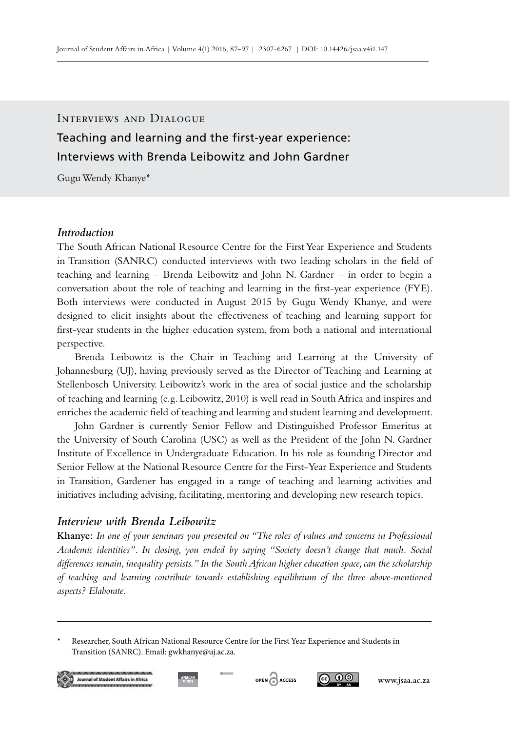Interviews and Dialogue

# Teaching and learning and the first-year experience: Interviews with Brenda Leibowitz and John Gardner

Gugu Wendy Khanye*

## *Introduction*

The South African National Resource Centre for the First Year Experience and Students in Transition (SANRC) conducted interviews with two leading scholars in the field of teaching and learning – Brenda Leibowitz and John N. Gardner – in order to begin a conversation about the role of teaching and learning in the first-year experience (FYE). Both interviews were conducted in August 2015 by Gugu Wendy Khanye, and were designed to elicit insights about the effectiveness of teaching and learning support for first-year students in the higher education system, from both a national and international perspective.

Brenda Leibowitz is the Chair in Teaching and Learning at the University of Johannesburg (UJ), having previously served as the Director of Teaching and Learning at Stellenbosch University. Leibowitz's work in the area of social justice and the scholarship of teaching and learning (e.g. Leibowitz, 2010) is well read in South Africa and inspires and enriches the academic field of teaching and learning and student learning and development.

John Gardner is currently Senior Fellow and Distinguished Professor Emeritus at the University of South Carolina (USC) as well as the President of the John N. Gardner Institute of Excellence in Undergraduate Education. In his role as founding Director and Senior Fellow at the National Resource Centre for the First-Year Experience and Students in Transition, Gardener has engaged in a range of teaching and learning activities and initiatives including advising, facilitating, mentoring and developing new research topics.

## *Interview with Brenda Leibowitz*

**Khanye:** *In one of your seminars you presented on "The roles of values and concerns in Professional Academic identities". In closing, you ended by saying "Society doesn't change that much. Social differences remain, inequality persists." In the South African higher education space, can the scholarship of teaching and learning contribute towards establishing equilibrium of the three above-mentioned aspects? Elaborate.*

---

\* Researcher, South African National Resource Centre for the First Year Experience and Students in Transition (SANRC). Email: gwkhanye@uj.ac.za.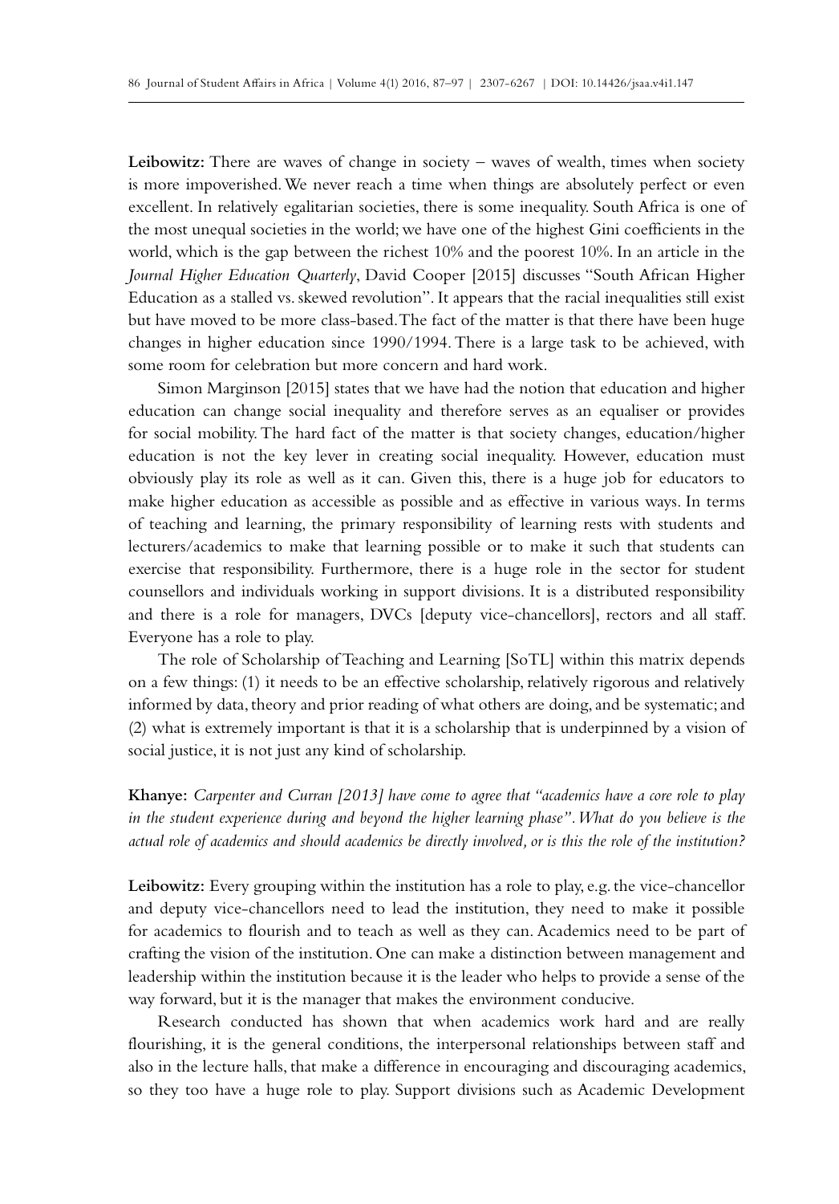**Leibowitz:** There are waves of change in society – waves of wealth, times when society is more impoverished. We never reach a time when things are absolutely perfect or even excellent. In relatively egalitarian societies, there is some inequality. South Africa is one of the most unequal societies in the world; we have one of the highest Gini coefficients in the world, which is the gap between the richest 10% and the poorest 10%. In an article in the *Journal Higher Education Quarterly*, David Cooper [2015] discusses "South African Higher Education as a stalled vs. skewed revolution". It appears that the racial inequalities still exist but have moved to be more class-based. The fact of the matter is that there have been huge changes in higher education since 1990/1994. There is a large task to be achieved, with some room for celebration but more concern and hard work.

Simon Marginson [2015] states that we have had the notion that education and higher education can change social inequality and therefore serves as an equaliser or provides for social mobility. The hard fact of the matter is that society changes, education/higher education is not the key lever in creating social inequality. However, education must obviously play its role as well as it can. Given this, there is a huge job for educators to make higher education as accessible as possible and as effective in various ways. In terms of teaching and learning, the primary responsibility of learning rests with students and lecturers/academics to make that learning possible or to make it such that students can exercise that responsibility. Furthermore, there is a huge role in the sector for student counsellors and individuals working in support divisions. It is a distributed responsibility and there is a role for managers, DVCs [deputy vice-chancellors], rectors and all staff. Everyone has a role to play.

The role of Scholarship of Teaching and Learning [SoTL] within this matrix depends on a few things: (1) it needs to be an effective scholarship, relatively rigorous and relatively informed by data, theory and prior reading of what others are doing, and be systematic; and (2) what is extremely important is that it is a scholarship that is underpinned by a vision of social justice, it is not just any kind of scholarship.

**Khanye:** *Carpenter and Curran [2013] have come to agree that "academics have a core role to play in the student experience during and beyond the higher learning phase". What do you believe is the actual role of academics and should academics be directly involved, or is this the role of the institution?*

**Leibowitz:** Every grouping within the institution has a role to play, e.g. the vice-chancellor and deputy vice-chancellors need to lead the institution, they need to make it possible for academics to flourish and to teach as well as they can. Academics need to be part of crafting the vision of the institution. One can make a distinction between management and leadership within the institution because it is the leader who helps to provide a sense of the way forward, but it is the manager that makes the environment conducive.

Research conducted has shown that when academics work hard and are really flourishing, it is the general conditions, the interpersonal relationships between staff and also in the lecture halls, that make a difference in encouraging and discouraging academics, so they too have a huge role to play. Support divisions such as Academic Development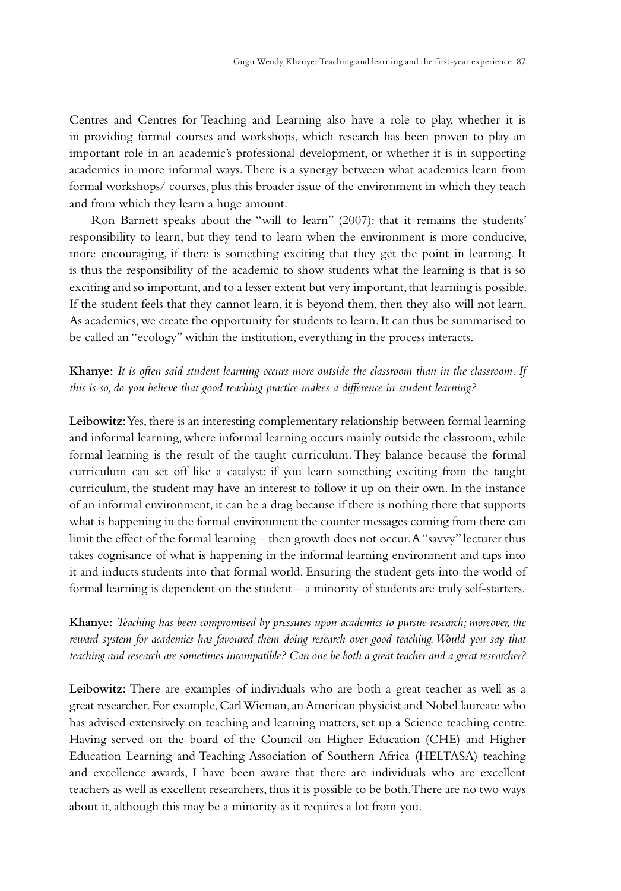Centres and Centres for Teaching and Learning also have a role to play, whether it is in providing formal courses and workshops, which research has been proven to play an important role in an academic's professional development, or whether it is in supporting academics in more informal ways. There is a synergy between what academics learn from formal workshops/ courses, plus this broader issue of the environment in which they teach and from which they learn a huge amount.

Ron Barnett speaks about the "will to learn" (2007): that it remains the students' responsibility to learn, but they tend to learn when the environment is more conducive, more encouraging, if there is something exciting that they get the point in learning. It is thus the responsibility of the academic to show students what the learning is that is so exciting and so important, and to a lesser extent but very important, that learning is possible. If the student feels that they cannot learn, it is beyond them, then they also will not learn. As academics, we create the opportunity for students to learn. It can thus be summarised to be called an "ecology" within the institution, everything in the process interacts.

**Khanye:** *It is often said student learning occurs more outside the classroom than in the classroom. If this is so, do you believe that good teaching practice makes a difference in student learning?*

**Leibowitz:** Yes, there is an interesting complementary relationship between formal learning and informal learning, where informal learning occurs mainly outside the classroom, while formal learning is the result of the taught curriculum. They balance because the formal curriculum can set off like a catalyst: if you learn something exciting from the taught curriculum, the student may have an interest to follow it up on their own. In the instance of an informal environment, it can be a drag because if there is nothing there that supports what is happening in the formal environment the counter messages coming from there can limit the effect of the formal learning – then growth does not occur. A "savvy" lecturer thus takes cognisance of what is happening in the informal learning environment and taps into it and inducts students into that formal world. Ensuring the student gets into the world of formal learning is dependent on the student – a minority of students are truly self-starters.

**Khanye:** *Teaching has been compromised by pressures upon academics to pursue research; moreover, the reward system for academics has favoured them doing research over good teaching. Would you say that teaching and research are sometimes incompatible? Can one be both a great teacher and a great researcher?*

**Leibowitz:** There are examples of individuals who are both a great teacher as well as a great researcher. For example, Carl Wieman, an American physicist and Nobel laureate who has advised extensively on teaching and learning matters, set up a Science teaching centre. Having served on the board of the Council on Higher Education (CHE) and Higher Education Learning and Teaching Association of Southern Africa (HELTASA) teaching and excellence awards, I have been aware that there are individuals who are excellent teachers as well as excellent researchers, thus it is possible to be both. There are no two ways about it, although this may be a minority as it requires a lot from you.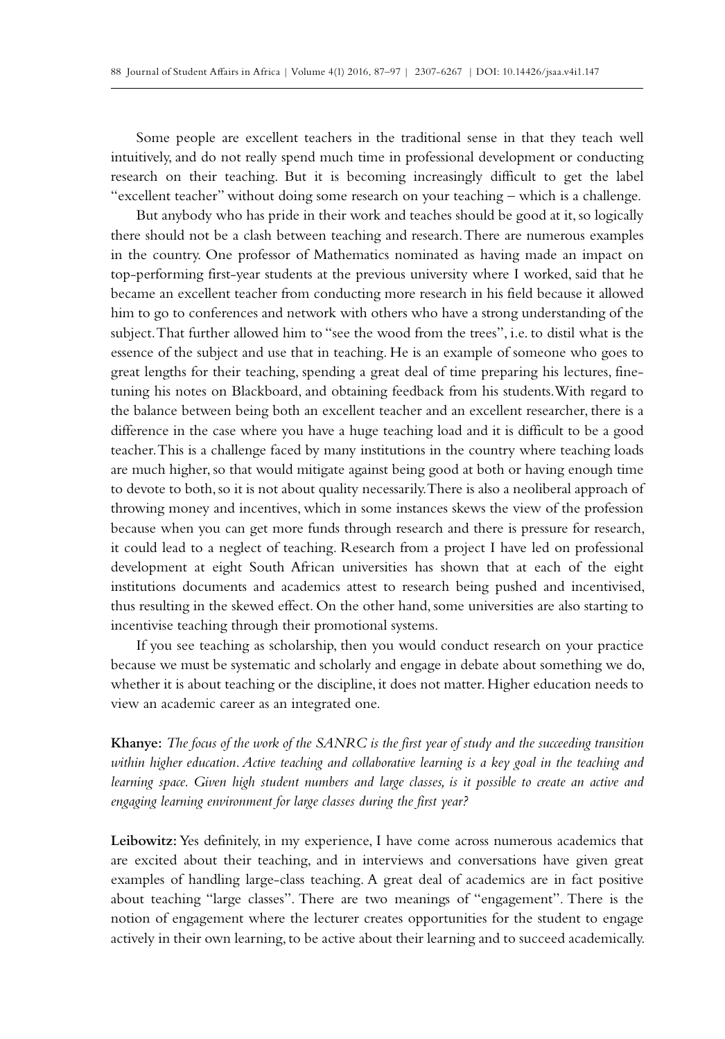Some people are excellent teachers in the traditional sense in that they teach well intuitively, and do not really spend much time in professional development or conducting research on their teaching. But it is becoming increasingly difficult to get the label "excellent teacher" without doing some research on your teaching – which is a challenge.

But anybody who has pride in their work and teaches should be good at it, so logically there should not be a clash between teaching and research. There are numerous examples in the country. One professor of Mathematics nominated as having made an impact on top-performing first-year students at the previous university where I worked, said that he became an excellent teacher from conducting more research in his field because it allowed him to go to conferences and network with others who have a strong understanding of the subject. That further allowed him to "see the wood from the trees", i.e. to distil what is the essence of the subject and use that in teaching. He is an example of someone who goes to great lengths for their teaching, spending a great deal of time preparing his lectures, fine-tuning his notes on Blackboard, and obtaining feedback from his students. With regard to the balance between being both an excellent teacher and an excellent researcher, there is a difference in the case where you have a huge teaching load and it is difficult to be a good teacher. This is a challenge faced by many institutions in the country where teaching loads are much higher, so that would mitigate against being good at both or having enough time to devote to both, so it is not about quality necessarily. There is also a neoliberal approach of throwing money and incentives, which in some instances skews the view of the profession because when you can get more funds through research and there is pressure for research, it could lead to a neglect of teaching. Research from a project I have led on professional development at eight South African universities has shown that at each of the eight institutions documents and academics attest to research being pushed and incentivised, thus resulting in the skewed effect. On the other hand, some universities are also starting to incentivise teaching through their promotional systems.

If you see teaching as scholarship, then you would conduct research on your practice because we must be systematic and scholarly and engage in debate about something we do, whether it is about teaching or the discipline, it does not matter. Higher education needs to view an academic career as an integrated one.

**Khanye:** *The focus of the work of the SANRC is the first year of study and the succeeding transition within higher education. Active teaching and collaborative learning is a key goal in the teaching and learning space. Given high student numbers and large classes, is it possible to create an active and engaging learning environment for large classes during the first year?*

**Leibowitz:** Yes definitely, in my experience, I have come across numerous academics that are excited about their teaching, and in interviews and conversations have given great examples of handling large-class teaching. A great deal of academics are in fact positive about teaching "large classes". There are two meanings of "engagement". There is the notion of engagement where the lecturer creates opportunities for the student to engage actively in their own learning, to be active about their learning and to succeed academically.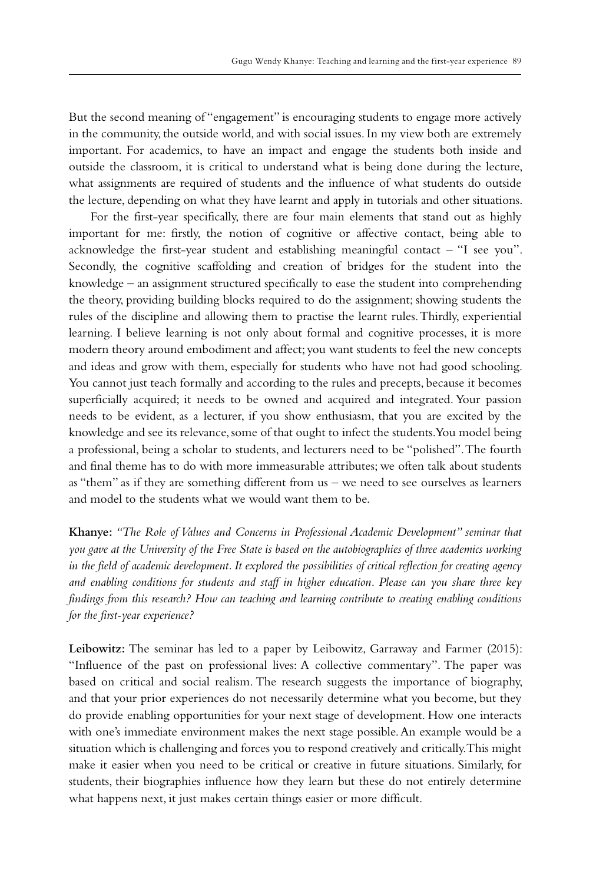But the second meaning of "engagement" is encouraging students to engage more actively in the community, the outside world, and with social issues. In my view both are extremely important. For academics, to have an impact and engage the students both inside and outside the classroom, it is critical to understand what is being done during the lecture, what assignments are required of students and the influence of what students do outside the lecture, depending on what they have learnt and apply in tutorials and other situations.

For the first-year specifically, there are four main elements that stand out as highly important for me: firstly, the notion of cognitive or affective contact, being able to acknowledge the first-year student and establishing meaningful contact – "I see you". Secondly, the cognitive scaffolding and creation of bridges for the student into the knowledge – an assignment structured specifically to ease the student into comprehending the theory, providing building blocks required to do the assignment; showing students the rules of the discipline and allowing them to practise the learnt rules. Thirdly, experiential learning. I believe learning is not only about formal and cognitive processes, it is more modern theory around embodiment and affect; you want students to feel the new concepts and ideas and grow with them, especially for students who have not had good schooling. You cannot just teach formally and according to the rules and precepts, because it becomes superficially acquired; it needs to be owned and acquired and integrated. Your passion needs to be evident, as a lecturer, if you show enthusiasm, that you are excited by the knowledge and see its relevance, some of that ought to infect the students. You model being a professional, being a scholar to students, and lecturers need to be "polished". The fourth and final theme has to do with more immeasurable attributes; we often talk about students as "them" as if they are something different from us – we need to see ourselves as learners and model to the students what we would want them to be.

**Khanye:** *"The Role of Values and Concerns in Professional Academic Development" seminar that you gave at the University of the Free State is based on the autobiographies of three academics working in the field of academic development. It explored the possibilities of critical reflection for creating agency and enabling conditions for students and staff in higher education. Please can you share three key findings from this research? How can teaching and learning contribute to creating enabling conditions for the first-year experience?*

**Leibowitz:** The seminar has led to a paper by Leibowitz, Garraway and Farmer (2015): "Influence of the past on professional lives: A collective commentary". The paper was based on critical and social realism. The research suggests the importance of biography, and that your prior experiences do not necessarily determine what you become, but they do provide enabling opportunities for your next stage of development. How one interacts with one's immediate environment makes the next stage possible. An example would be a situation which is challenging and forces you to respond creatively and critically. This might make it easier when you need to be critical or creative in future situations. Similarly, for students, their biographies influence how they learn but these do not entirely determine what happens next, it just makes certain things easier or more difficult.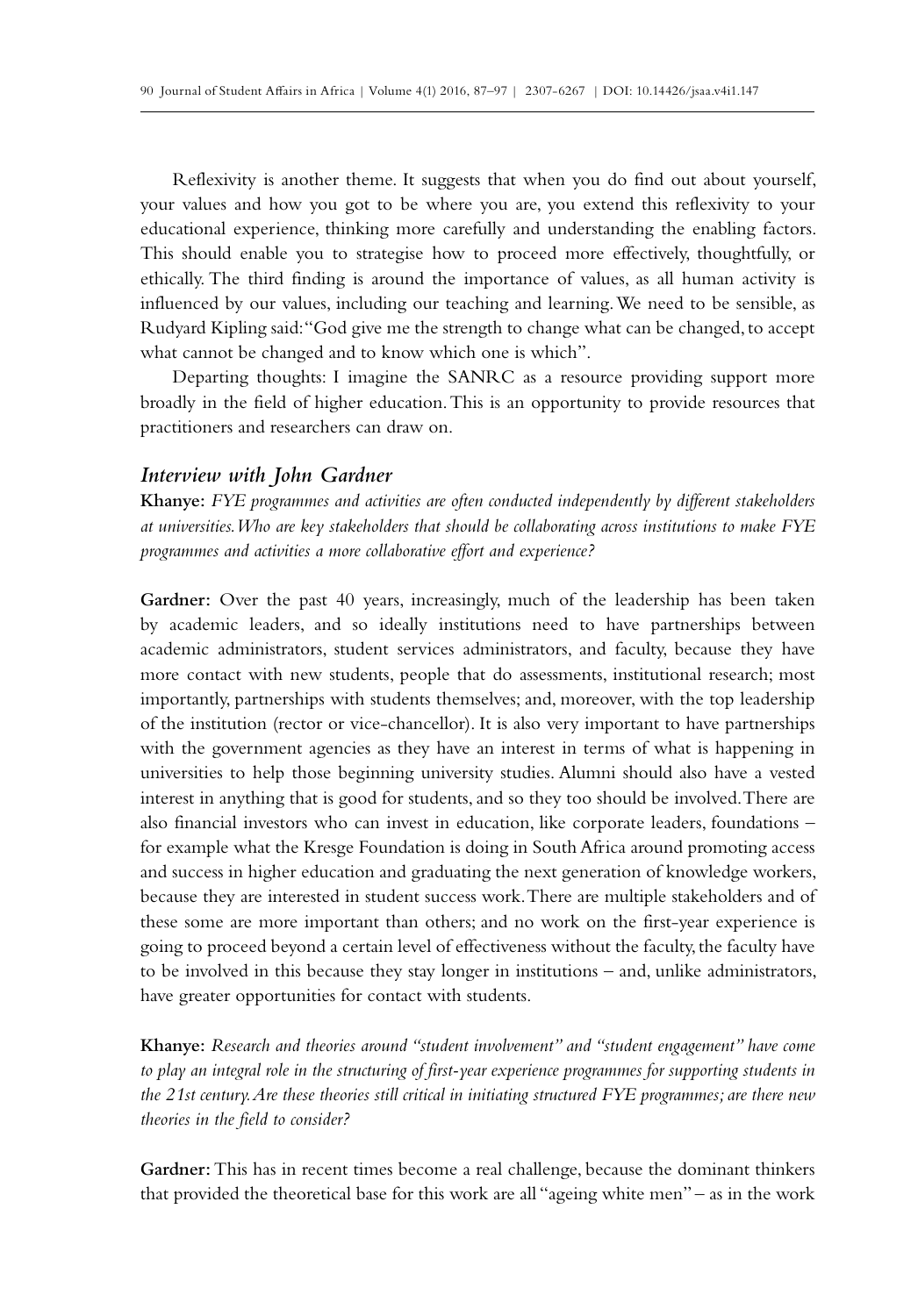Reflexivity is another theme. It suggests that when you do find out about yourself, your values and how you got to be where you are, you extend this reflexivity to your educational experience, thinking more carefully and understanding the enabling factors. This should enable you to strategise how to proceed more effectively, thoughtfully, or ethically. The third finding is around the importance of values, as all human activity is influenced by our values, including our teaching and learning. We need to be sensible, as Rudyard Kipling said: "God give me the strength to change what can be changed, to accept what cannot be changed and to know which one is which".

Departing thoughts: I imagine the SANRC as a resource providing support more broadly in the field of higher education. This is an opportunity to provide resources that practitioners and researchers can draw on.

### *Interview with John Gardner*

**Khanye:** *FYE programmes and activities are often conducted independently by different stakeholders at universities. Who are key stakeholders that should be collaborating across institutions to make FYE programmes and activities a more collaborative effort and experience?*

**Gardner:** Over the past 40 years, increasingly, much of the leadership has been taken by academic leaders, and so ideally institutions need to have partnerships between academic administrators, student services administrators, and faculty, because they have more contact with new students, people that do assessments, institutional research; most importantly, partnerships with students themselves; and, moreover, with the top leadership of the institution (rector or vice-chancellor). It is also very important to have partnerships with the government agencies as they have an interest in terms of what is happening in universities to help those beginning university studies. Alumni should also have a vested interest in anything that is good for students, and so they too should be involved. There are also financial investors who can invest in education, like corporate leaders, foundations – for example what the Kresge Foundation is doing in South Africa around promoting access and success in higher education and graduating the next generation of knowledge workers, because they are interested in student success work. There are multiple stakeholders and of these some are more important than others; and no work on the first-year experience is going to proceed beyond a certain level of effectiveness without the faculty, the faculty have to be involved in this because they stay longer in institutions – and, unlike administrators, have greater opportunities for contact with students.

**Khanye:** *Research and theories around "student involvement" and "student engagement" have come to play an integral role in the structuring of first-year experience programmes for supporting students in the 21st century. Are these theories still critical in initiating structured FYE programmes; are there new theories in the field to consider?*

**Gardner:** This has in recent times become a real challenge, because the dominant thinkers that provided the theoretical base for this work are all "ageing white men" – as in the work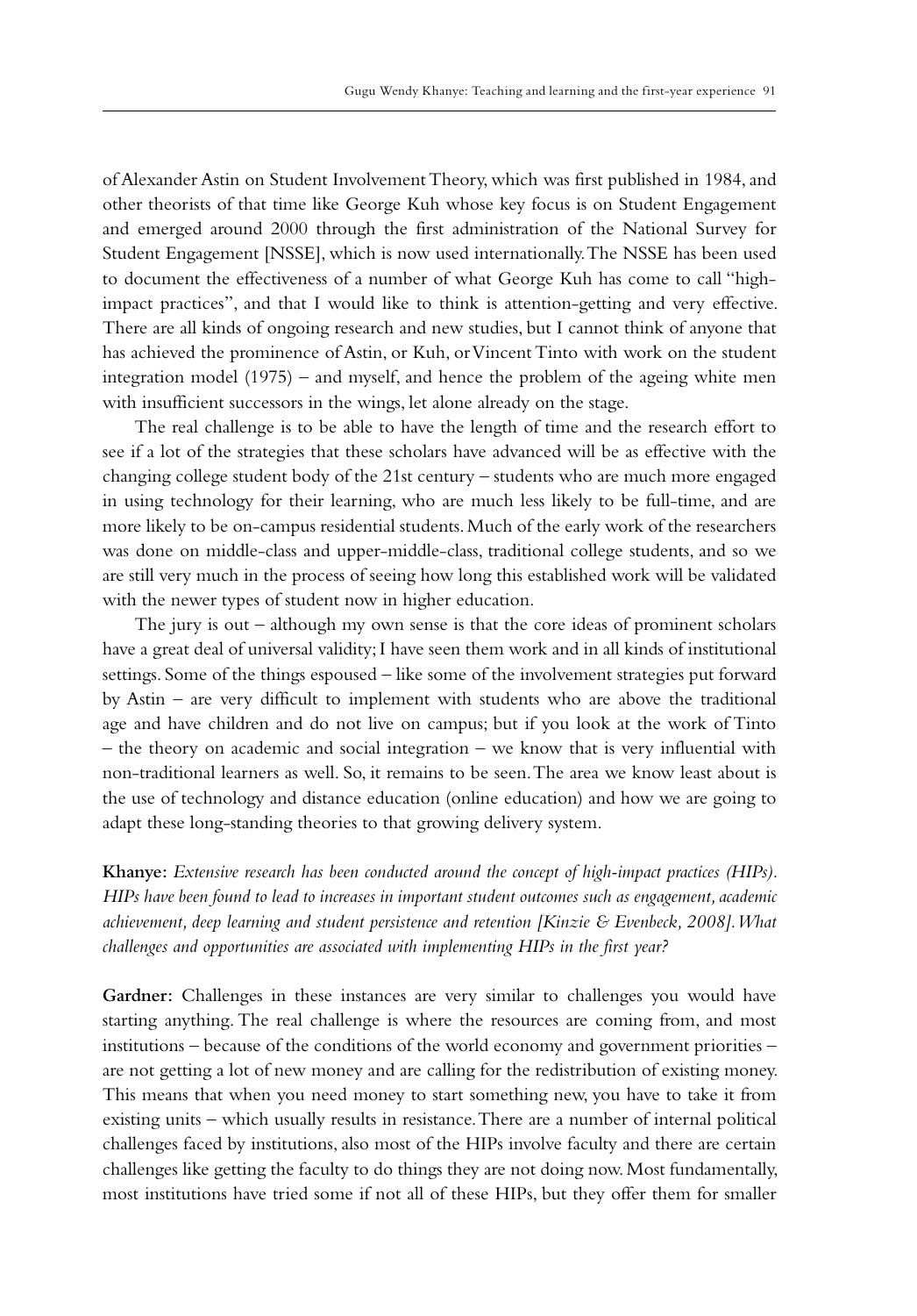of Alexander Astin on Student Involvement Theory, which was first published in 1984, and other theorists of that time like George Kuh whose key focus is on Student Engagement and emerged around 2000 through the first administration of the National Survey for Student Engagement [NSSE], which is now used internationally. The NSSE has been used to document the effectiveness of a number of what George Kuh has come to call "high-impact practices", and that I would like to think is attention-getting and very effective. There are all kinds of ongoing research and new studies, but I cannot think of anyone that has achieved the prominence of Astin, or Kuh, or Vincent Tinto with work on the student integration model (1975) – and myself, and hence the problem of the ageing white men with insufficient successors in the wings, let alone already on the stage.

The real challenge is to be able to have the length of time and the research effort to see if a lot of the strategies that these scholars have advanced will be as effective with the changing college student body of the 21st century – students who are much more engaged in using technology for their learning, who are much less likely to be full-time, and are more likely to be on-campus residential students. Much of the early work of the researchers was done on middle-class and upper-middle-class, traditional college students, and so we are still very much in the process of seeing how long this established work will be validated with the newer types of student now in higher education.

The jury is out – although my own sense is that the core ideas of prominent scholars have a great deal of universal validity; I have seen them work and in all kinds of institutional settings. Some of the things espoused – like some of the involvement strategies put forward by Astin – are very difficult to implement with students who are above the traditional age and have children and do not live on campus; but if you look at the work of Tinto – the theory on academic and social integration – we know that is very influential with non-traditional learners as well. So, it remains to be seen. The area we know least about is the use of technology and distance education (online education) and how we are going to adapt these long-standing theories to that growing delivery system.

**Khanye:** *Extensive research has been conducted around the concept of high-impact practices (HIPs). HIPs have been found to lead to increases in important student outcomes such as engagement, academic achievement, deep learning and student persistence and retention [Kinzie & Evenbeck, 2008]. What challenges and opportunities are associated with implementing HIPs in the first year?*

**Gardner:** Challenges in these instances are very similar to challenges you would have starting anything. The real challenge is where the resources are coming from, and most institutions – because of the conditions of the world economy and government priorities – are not getting a lot of new money and are calling for the redistribution of existing money. This means that when you need money to start something new, you have to take it from existing units – which usually results in resistance. There are a number of internal political challenges faced by institutions, also most of the HIPs involve faculty and there are certain challenges like getting the faculty to do things they are not doing now. Most fundamentally, most institutions have tried some if not all of these HIPs, but they offer them for smaller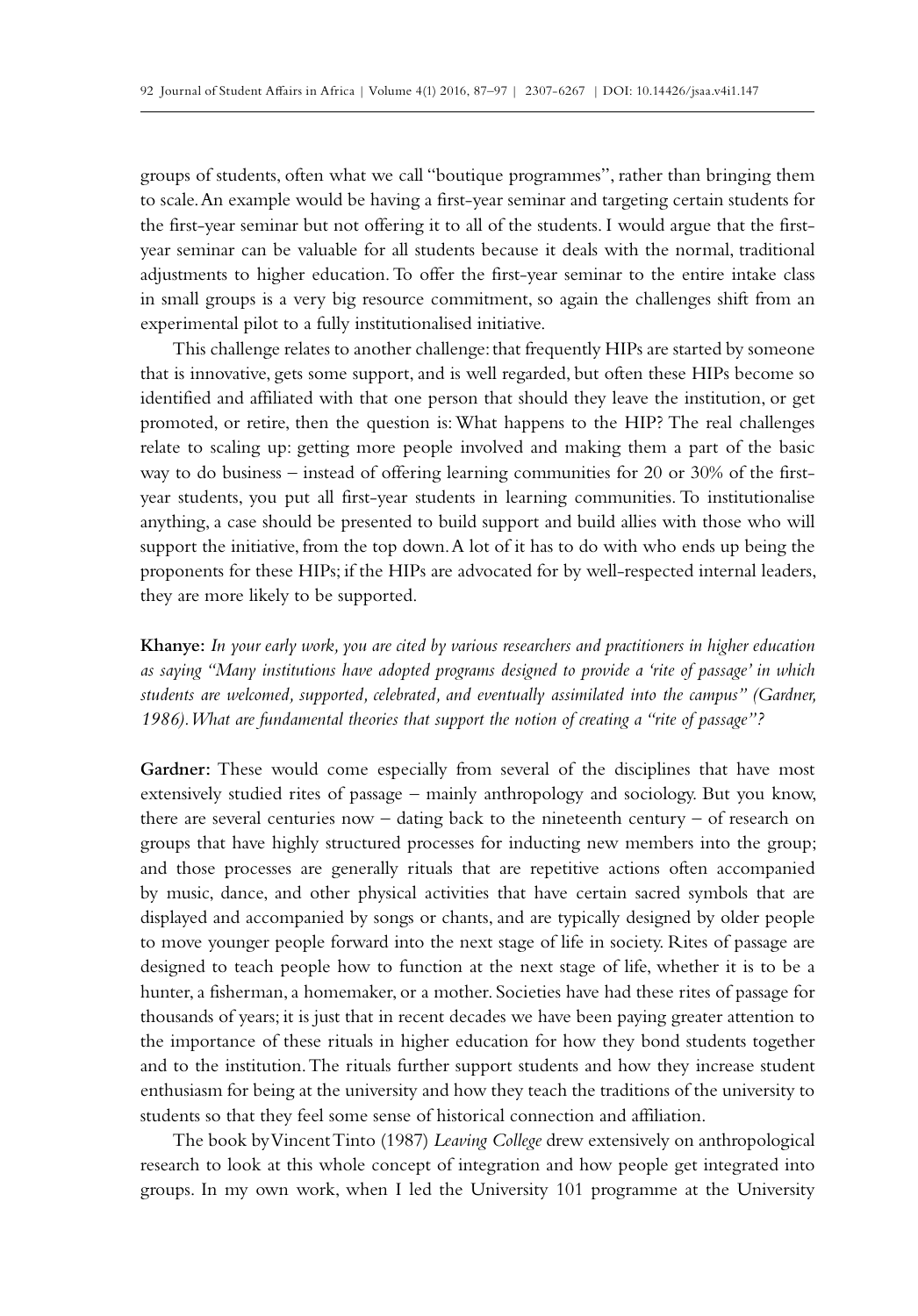groups of students, often what we call "boutique programmes", rather than bringing them to scale. An example would be having a first-year seminar and targeting certain students for the first-year seminar but not offering it to all of the students. I would argue that the first-year seminar can be valuable for all students because it deals with the normal, traditional adjustments to higher education. To offer the first-year seminar to the entire intake class in small groups is a very big resource commitment, so again the challenges shift from an experimental pilot to a fully institutionalised initiative.

This challenge relates to another challenge: that frequently HIPs are started by someone that is innovative, gets some support, and is well regarded, but often these HIPs become so identified and affiliated with that one person that should they leave the institution, or get promoted, or retire, then the question is: What happens to the HIP? The real challenges relate to scaling up: getting more people involved and making them a part of the basic way to do business – instead of offering learning communities for 20 or 30% of the first-year students, you put all first-year students in learning communities. To institutionalise anything, a case should be presented to build support and build allies with those who will support the initiative, from the top down. A lot of it has to do with who ends up being the proponents for these HIPs; if the HIPs are advocated for by well-respected internal leaders, they are more likely to be supported.

**Khanye:** *In your early work, you are cited by various researchers and practitioners in higher education as saying "Many institutions have adopted programs designed to provide a 'rite of passage' in which students are welcomed, supported, celebrated, and eventually assimilated into the campus" (Gardner, 1986). What are fundamental theories that support the notion of creating a "rite of passage"?*

**Gardner:** These would come especially from several of the disciplines that have most extensively studied rites of passage – mainly anthropology and sociology. But you know, there are several centuries now – dating back to the nineteenth century – of research on groups that have highly structured processes for inducting new members into the group; and those processes are generally rituals that are repetitive actions often accompanied by music, dance, and other physical activities that have certain sacred symbols that are displayed and accompanied by songs or chants, and are typically designed by older people to move younger people forward into the next stage of life in society. Rites of passage are designed to teach people how to function at the next stage of life, whether it is to be a hunter, a fisherman, a homemaker, or a mother. Societies have had these rites of passage for thousands of years; it is just that in recent decades we have been paying greater attention to the importance of these rituals in higher education for how they bond students together and to the institution. The rituals further support students and how they increase student enthusiasm for being at the university and how they teach the traditions of the university to students so that they feel some sense of historical connection and affiliation.

The book by Vincent Tinto (1987) *Leaving College* drew extensively on anthropological research to look at this whole concept of integration and how people get integrated into groups. In my own work, when I led the University 101 programme at the University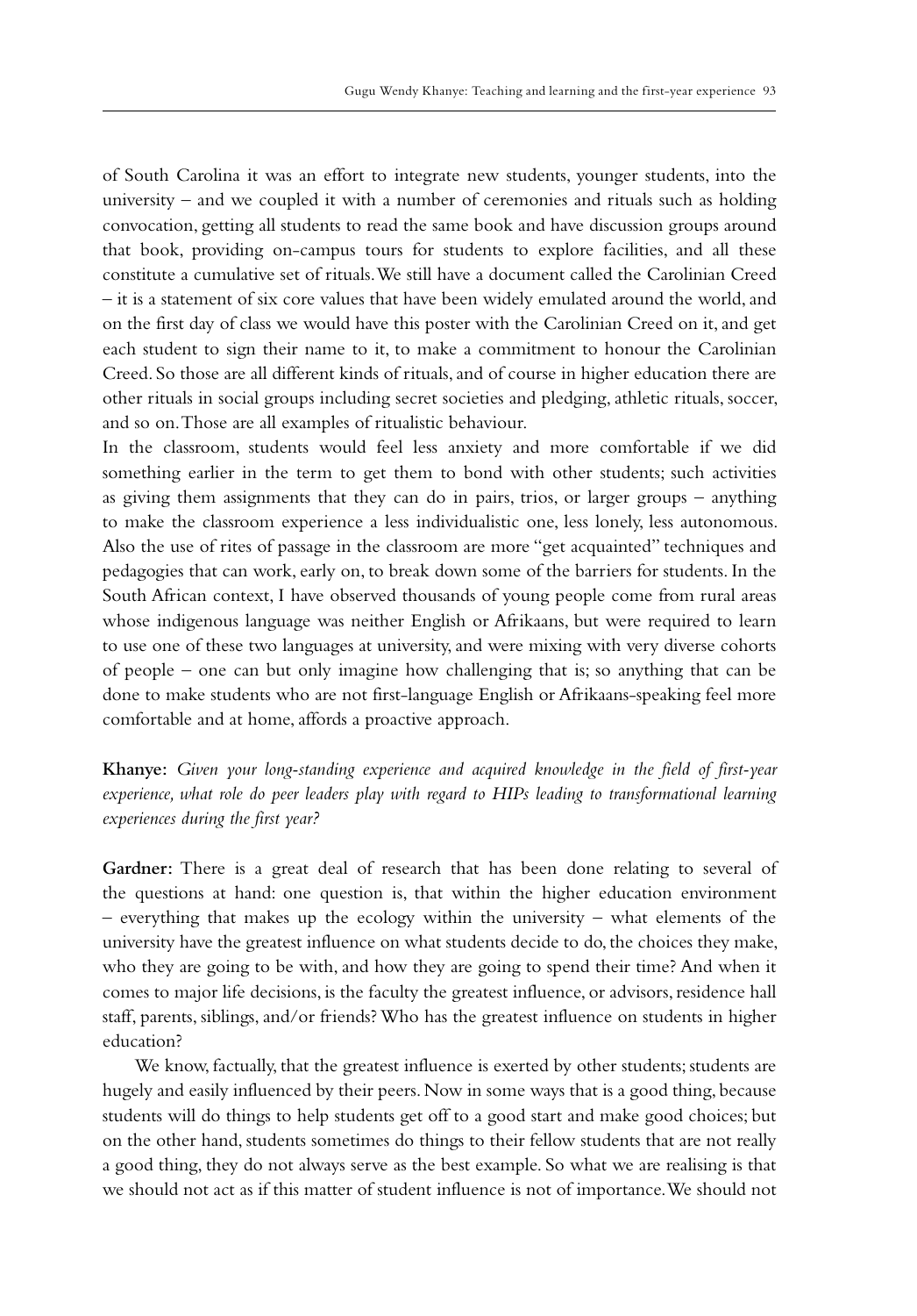of South Carolina it was an effort to integrate new students, younger students, into the university – and we coupled it with a number of ceremonies and rituals such as holding convocation, getting all students to read the same book and have discussion groups around that book, providing on-campus tours for students to explore facilities, and all these constitute a cumulative set of rituals. We still have a document called the Carolinian Creed – it is a statement of six core values that have been widely emulated around the world, and on the first day of class we would have this poster with the Carolinian Creed on it, and get each student to sign their name to it, to make a commitment to honour the Carolinian Creed. So those are all different kinds of rituals, and of course in higher education there are other rituals in social groups including secret societies and pledging, athletic rituals, soccer, and so on. Those are all examples of ritualistic behaviour.

In the classroom, students would feel less anxiety and more comfortable if we did something earlier in the term to get them to bond with other students; such activities as giving them assignments that they can do in pairs, trios, or larger groups – anything to make the classroom experience a less individualistic one, less lonely, less autonomous. Also the use of rites of passage in the classroom are more "get acquainted" techniques and pedagogies that can work, early on, to break down some of the barriers for students. In the South African context, I have observed thousands of young people come from rural areas whose indigenous language was neither English or Afrikaans, but were required to learn to use one of these two languages at university, and were mixing with very diverse cohorts of people – one can but only imagine how challenging that is; so anything that can be done to make students who are not first-language English or Afrikaans-speaking feel more comfortable and at home, affords a proactive approach.

**Khanye:** *Given your long-standing experience and acquired knowledge in the field of first-year experience, what role do peer leaders play with regard to HIPs leading to transformational learning experiences during the first year?*

**Gardner:** There is a great deal of research that has been done relating to several of the questions at hand: one question is, that within the higher education environment – everything that makes up the ecology within the university – what elements of the university have the greatest influence on what students decide to do, the choices they make, who they are going to be with, and how they are going to spend their time? And when it comes to major life decisions, is the faculty the greatest influence, or advisors, residence hall staff, parents, siblings, and/or friends? Who has the greatest influence on students in higher education?

We know, factually, that the greatest influence is exerted by other students; students are hugely and easily influenced by their peers. Now in some ways that is a good thing, because students will do things to help students get off to a good start and make good choices; but on the other hand, students sometimes do things to their fellow students that are not really a good thing, they do not always serve as the best example. So what we are realising is that we should not act as if this matter of student influence is not of importance. We should not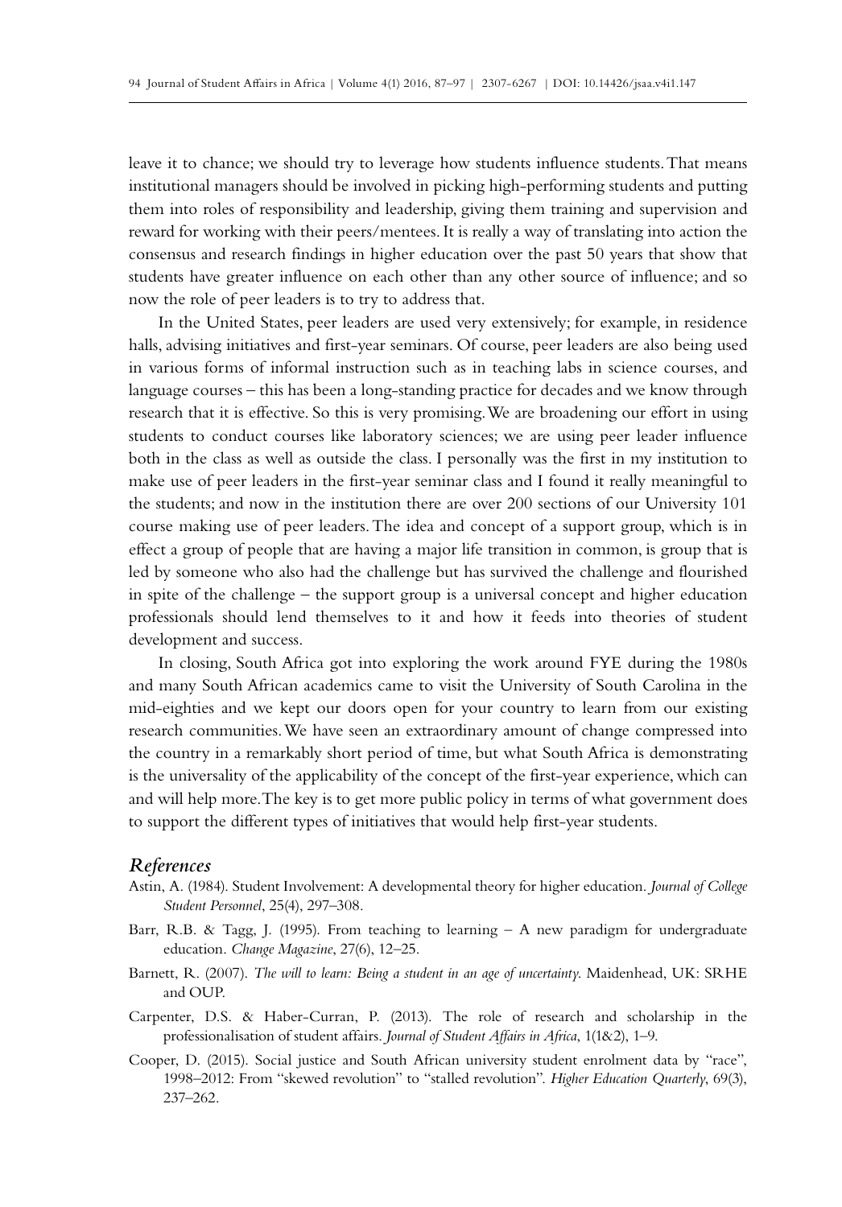leave it to chance; we should try to leverage how students influence students. That means institutional managers should be involved in picking high-performing students and putting them into roles of responsibility and leadership, giving them training and supervision and reward for working with their peers/mentees. It is really a way of translating into action the consensus and research findings in higher education over the past 50 years that show that students have greater influence on each other than any other source of influence; and so now the role of peer leaders is to try to address that.

In the United States, peer leaders are used very extensively; for example, in residence halls, advising initiatives and first-year seminars. Of course, peer leaders are also being used in various forms of informal instruction such as in teaching labs in science courses, and language courses – this has been a long-standing practice for decades and we know through research that it is effective. So this is very promising. We are broadening our effort in using students to conduct courses like laboratory sciences; we are using peer leader influence both in the class as well as outside the class. I personally was the first in my institution to make use of peer leaders in the first-year seminar class and I found it really meaningful to the students; and now in the institution there are over 200 sections of our University 101 course making use of peer leaders. The idea and concept of a support group, which is in effect a group of people that are having a major life transition in common, is group that is led by someone who also had the challenge but has survived the challenge and flourished in spite of the challenge – the support group is a universal concept and higher education professionals should lend themselves to it and how it feeds into theories of student development and success.

In closing, South Africa got into exploring the work around FYE during the 1980s and many South African academics came to visit the University of South Carolina in the mid-eighties and we kept our doors open for your country to learn from our existing research communities. We have seen an extraordinary amount of change compressed into the country in a remarkably short period of time, but what South Africa is demonstrating is the universality of the applicability of the concept of the first-year experience, which can and will help more. The key is to get more public policy in terms of what government does to support the different types of initiatives that would help first-year students.

## *References*

Astin, A. (1984). Student Involvement: A developmental theory for higher education. *Journal of College Student Personnel*, 25(4), 297–308.

Barr, R.B. & Tagg, J. (1995). From teaching to learning – A new paradigm for undergraduate education. *Change Magazine*, 27(6), 12–25.

Barnett, R. (2007). *The will to learn: Being a student in an age of uncertainty*. Maidenhead, UK: SRHE and OUP.

Carpenter, D.S. & Haber-Curran, P. (2013). The role of research and scholarship in the professionalisation of student affairs. *Journal of Student Affairs in Africa*, 1(1&2), 1–9.

Cooper, D. (2015). Social justice and South African university student enrolment data by "race", 1998–2012: From "skewed revolution" to "stalled revolution". *Higher Education Quarterly*, 69(3), 237–262.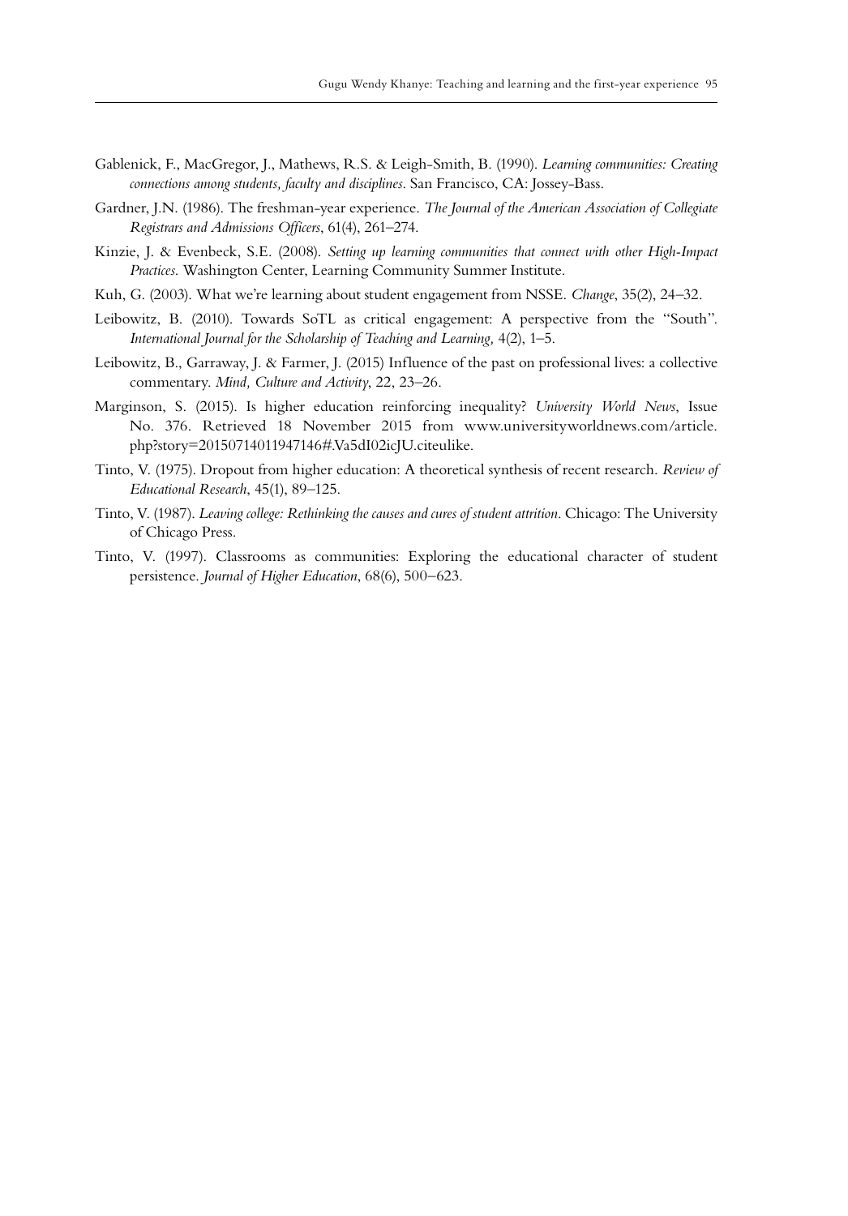Gablenick, F., MacGregor, J., Mathews, R.S. & Leigh-Smith, B. (1990). *Learning communities: Creating connections among students, faculty and disciplines*. San Francisco, CA: Jossey-Bass.

Gardner, J.N. (1986). The freshman-year experience. *The Journal of the American Association of Collegiate Registrars and Admissions Officers*, 61(4), 261–274.

Kinzie, J. & Evenbeck, S.E. (2008). *Setting up learning communities that connect with other High-Impact Practices*. Washington Center, Learning Community Summer Institute.

Kuh, G. (2003). What we're learning about student engagement from NSSE. *Change*, 35(2), 24–32.

Leibowitz, B. (2010). Towards SoTL as critical engagement: A perspective from the "South". *International Journal for the Scholarship of Teaching and Learning,* 4(2), 1–5.

Leibowitz, B., Garraway, J. & Farmer, J. (2015) Influence of the past on professional lives: a collective commentary. *Mind, Culture and Activity*, 22, 23–26.

Marginson, S. (2015). Is higher education reinforcing inequality? *University World News*, Issue No. 376. Retrieved 18 November 2015 from www.universityworldnews.com/article.php?story=20150714011947146#.Va5dI02icJU.citeulike.

Tinto, V. (1975). Dropout from higher education: A theoretical synthesis of recent research. *Review of Educational Research*, 45(1), 89–125.

Tinto, V. (1987). *Leaving college: Rethinking the causes and cures of student attrition*. Chicago: The University of Chicago Press.

Tinto, V. (1997). Classrooms as communities: Exploring the educational character of student persistence. *Journal of Higher Education*, 68(6), 500–623.